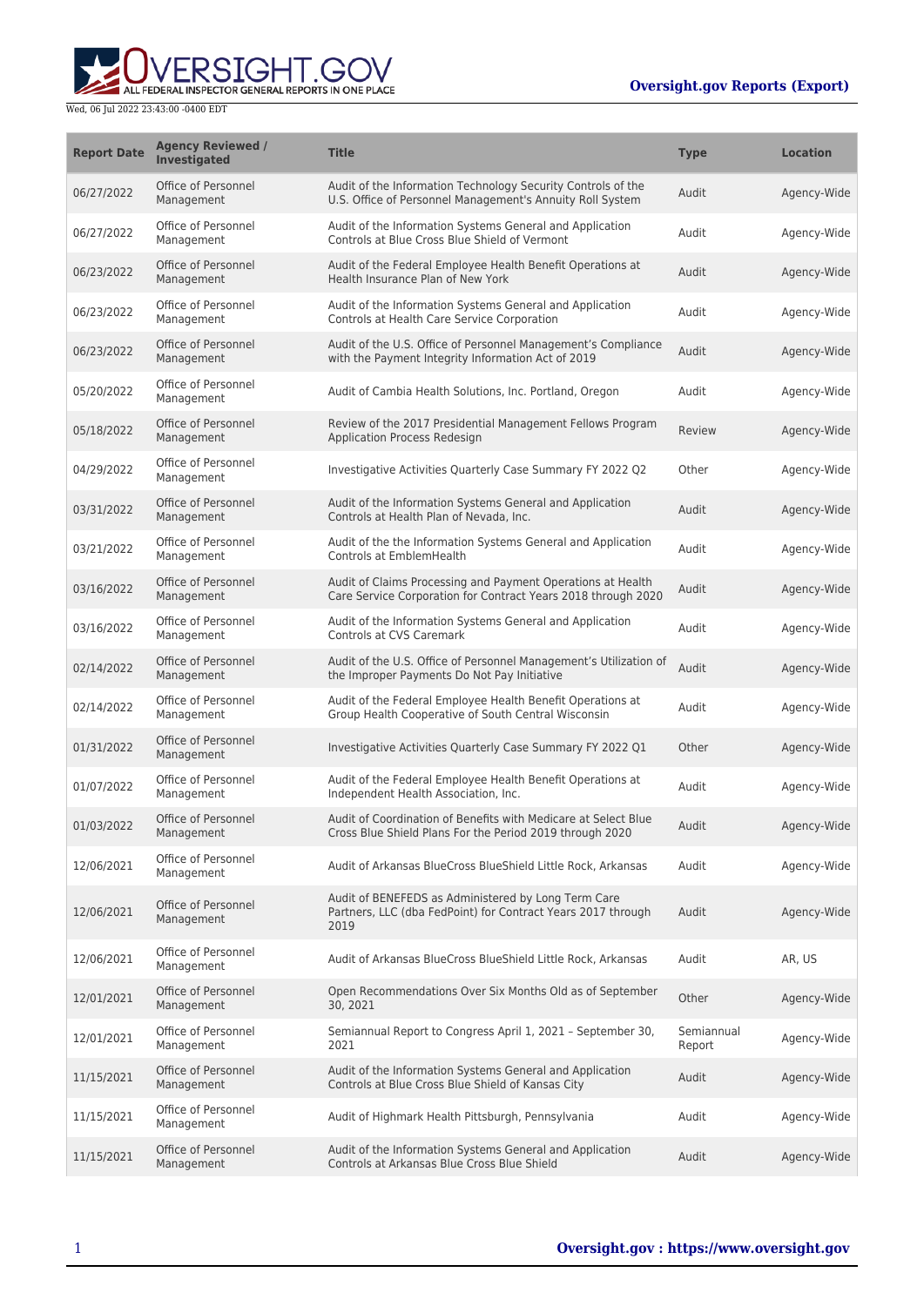Wed, 06 Jul 2022 23:43:00 -0400 EDT

**Oversight.gov Reports (Export)**

| Report Date | Agency Reviewed / Investigated | Title | Type | Location |
| --- | --- | --- | --- | --- |
| 06/27/2022 | Office of Personnel Management | Audit of the Information Technology Security Controls of the U.S. Office of Personnel Management's Annuity Roll System | Audit | Agency-Wide |
| 06/27/2022 | Office of Personnel Management | Audit of the Information Systems General and Application Controls at Blue Cross Blue Shield of Vermont | Audit | Agency-Wide |
| 06/23/2022 | Office of Personnel Management | Audit of the Federal Employee Health Benefit Operations at Health Insurance Plan of New York | Audit | Agency-Wide |
| 06/23/2022 | Office of Personnel Management | Audit of the Information Systems General and Application Controls at Health Care Service Corporation | Audit | Agency-Wide |
| 06/23/2022 | Office of Personnel Management | Audit of the U.S. Office of Personnel Management's Compliance with the Payment Integrity Information Act of 2019 | Audit | Agency-Wide |
| 05/20/2022 | Office of Personnel Management | Audit of Cambia Health Solutions, Inc. Portland, Oregon | Audit | Agency-Wide |
| 05/18/2022 | Office of Personnel Management | Review of the 2017 Presidential Management Fellows Program Application Process Redesign | Review | Agency-Wide |
| 04/29/2022 | Office of Personnel Management | Investigative Activities Quarterly Case Summary FY 2022 Q2 | Other | Agency-Wide |
| 03/31/2022 | Office of Personnel Management | Audit of the Information Systems General and Application Controls at Health Plan of Nevada, Inc. | Audit | Agency-Wide |
| 03/21/2022 | Office of Personnel Management | Audit of the the Information Systems General and Application Controls at EmblemHealth | Audit | Agency-Wide |
| 03/16/2022 | Office of Personnel Management | Audit of Claims Processing and Payment Operations at Health Care Service Corporation for Contract Years 2018 through 2020 | Audit | Agency-Wide |
| 03/16/2022 | Office of Personnel Management | Audit of the Information Systems General and Application Controls at CVS Caremark | Audit | Agency-Wide |
| 02/14/2022 | Office of Personnel Management | Audit of the U.S. Office of Personnel Management's Utilization of the Improper Payments Do Not Pay Initiative | Audit | Agency-Wide |
| 02/14/2022 | Office of Personnel Management | Audit of the Federal Employee Health Benefit Operations at Group Health Cooperative of South Central Wisconsin | Audit | Agency-Wide |
| 01/31/2022 | Office of Personnel Management | Investigative Activities Quarterly Case Summary FY 2022 Q1 | Other | Agency-Wide |
| 01/07/2022 | Office of Personnel Management | Audit of the Federal Employee Health Benefit Operations at Independent Health Association, Inc. | Audit | Agency-Wide |
| 01/03/2022 | Office of Personnel Management | Audit of Coordination of Benefits with Medicare at Select Blue Cross Blue Shield Plans For the Period 2019 through 2020 | Audit | Agency-Wide |
| 12/06/2021 | Office of Personnel Management | Audit of Arkansas BlueCross BlueShield Little Rock, Arkansas | Audit | Agency-Wide |
| 12/06/2021 | Office of Personnel Management | Audit of BENEFEDS as Administered by Long Term Care Partners, LLC (dba FedPoint) for Contract Years 2017 through 2019 | Audit | Agency-Wide |
| 12/06/2021 | Office of Personnel Management | Audit of Arkansas BlueCross BlueShield Little Rock, Arkansas | Audit | AR, US |
| 12/01/2021 | Office of Personnel Management | Open Recommendations Over Six Months Old as of September 30, 2021 | Other | Agency-Wide |
| 12/01/2021 | Office of Personnel Management | Semiannual Report to Congress April 1, 2021 – September 30, 2021 | Semiannual Report | Agency-Wide |
| 11/15/2021 | Office of Personnel Management | Audit of the Information Systems General and Application Controls at Blue Cross Blue Shield of Kansas City | Audit | Agency-Wide |
| 11/15/2021 | Office of Personnel Management | Audit of Highmark Health Pittsburgh, Pennsylvania | Audit | Agency-Wide |
| 11/15/2021 | Office of Personnel Management | Audit of the Information Systems General and Application Controls at Arkansas Blue Cross Blue Shield | Audit | Agency-Wide |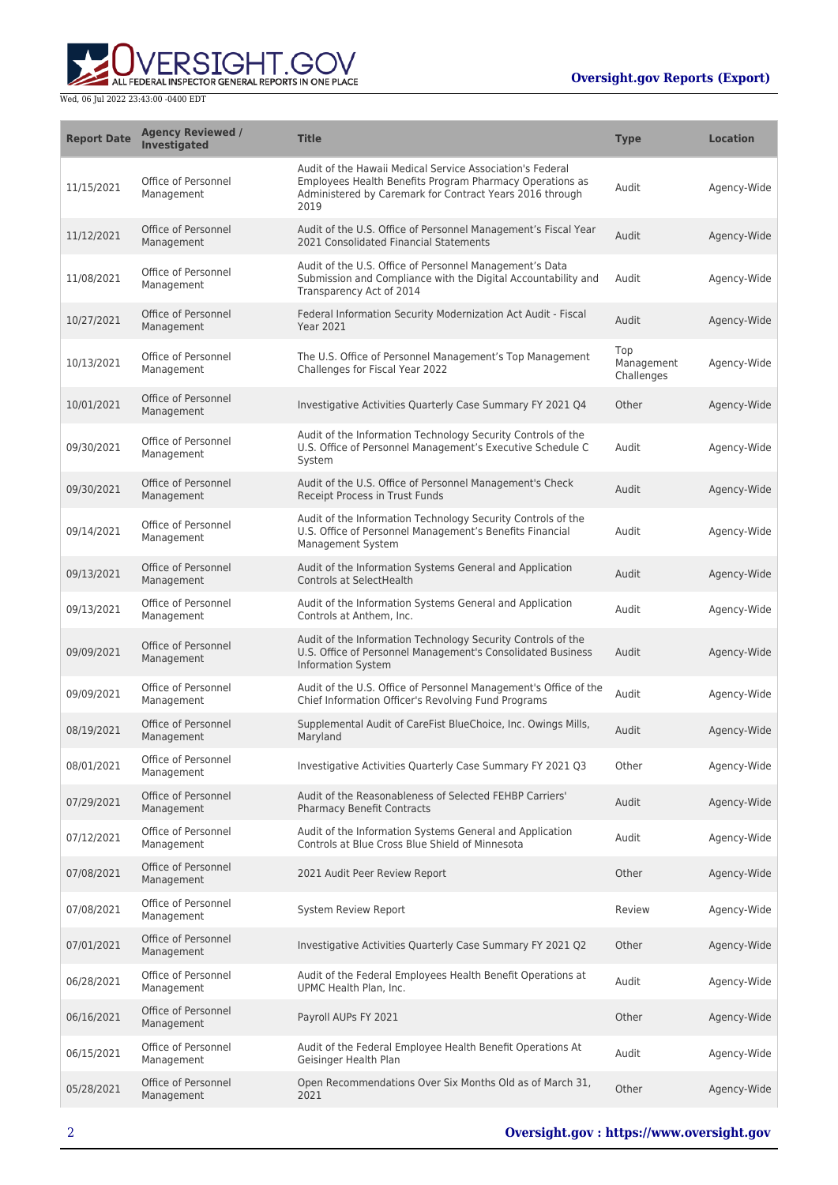| Report Date | Agency Reviewed / Investigated | Title | Type | Location |
| --- | --- | --- | --- | --- |
| 11/15/2021 | Office of Personnel Management | Audit of the Hawaii Medical Service Association's Federal Employees Health Benefits Program Pharmacy Operations as Administered by Caremark for Contract Years 2016 through 2019 | Audit | Agency-Wide |
| 11/12/2021 | Office of Personnel Management | Audit of the U.S. Office of Personnel Management's Fiscal Year 2021 Consolidated Financial Statements | Audit | Agency-Wide |
| 11/08/2021 | Office of Personnel Management | Audit of the U.S. Office of Personnel Management's Data Submission and Compliance with the Digital Accountability and Transparency Act of 2014 | Audit | Agency-Wide |
| 10/27/2021 | Office of Personnel Management | Federal Information Security Modernization Act Audit - Fiscal Year 2021 | Audit | Agency-Wide |
| 10/13/2021 | Office of Personnel Management | The U.S. Office of Personnel Management's Top Management Challenges for Fiscal Year 2022 | Top Management Challenges | Agency-Wide |
| 10/01/2021 | Office of Personnel Management | Investigative Activities Quarterly Case Summary FY 2021 Q4 | Other | Agency-Wide |
| 09/30/2021 | Office of Personnel Management | Audit of the Information Technology Security Controls of the U.S. Office of Personnel Management's Executive Schedule C System | Audit | Agency-Wide |
| 09/30/2021 | Office of Personnel Management | Audit of the U.S. Office of Personnel Management's Check Receipt Process in Trust Funds | Audit | Agency-Wide |
| 09/14/2021 | Office of Personnel Management | Audit of the Information Technology Security Controls of the U.S. Office of Personnel Management's Benefits Financial Management System | Audit | Agency-Wide |
| 09/13/2021 | Office of Personnel Management | Audit of the Information Systems General and Application Controls at SelectHealth | Audit | Agency-Wide |
| 09/13/2021 | Office of Personnel Management | Audit of the Information Systems General and Application Controls at Anthem, Inc. | Audit | Agency-Wide |
| 09/09/2021 | Office of Personnel Management | Audit of the Information Technology Security Controls of the U.S. Office of Personnel Management's Consolidated Business Information System | Audit | Agency-Wide |
| 09/09/2021 | Office of Personnel Management | Audit of the U.S. Office of Personnel Management's Office of the Chief Information Officer's Revolving Fund Programs | Audit | Agency-Wide |
| 08/19/2021 | Office of Personnel Management | Supplemental Audit of CareFist BlueChoice, Inc. Owings Mills, Maryland | Audit | Agency-Wide |
| 08/01/2021 | Office of Personnel Management | Investigative Activities Quarterly Case Summary FY 2021 Q3 | Other | Agency-Wide |
| 07/29/2021 | Office of Personnel Management | Audit of the Reasonableness of Selected FEHBP Carriers' Pharmacy Benefit Contracts | Audit | Agency-Wide |
| 07/12/2021 | Office of Personnel Management | Audit of the Information Systems General and Application Controls at Blue Cross Blue Shield of Minnesota | Audit | Agency-Wide |
| 07/08/2021 | Office of Personnel Management | 2021 Audit Peer Review Report | Other | Agency-Wide |
| 07/08/2021 | Office of Personnel Management | System Review Report | Review | Agency-Wide |
| 07/01/2021 | Office of Personnel Management | Investigative Activities Quarterly Case Summary FY 2021 Q2 | Other | Agency-Wide |
| 06/28/2021 | Office of Personnel Management | Audit of the Federal Employees Health Benefit Operations at UPMC Health Plan, Inc. | Audit | Agency-Wide |
| 06/16/2021 | Office of Personnel Management | Payroll AUPs FY 2021 | Other | Agency-Wide |
| 06/15/2021 | Office of Personnel Management | Audit of the Federal Employee Health Benefit Operations At Geisinger Health Plan | Audit | Agency-Wide |
| 05/28/2021 | Office of Personnel Management | Open Recommendations Over Six Months Old as of March 31, 2021 | Other | Agency-Wide |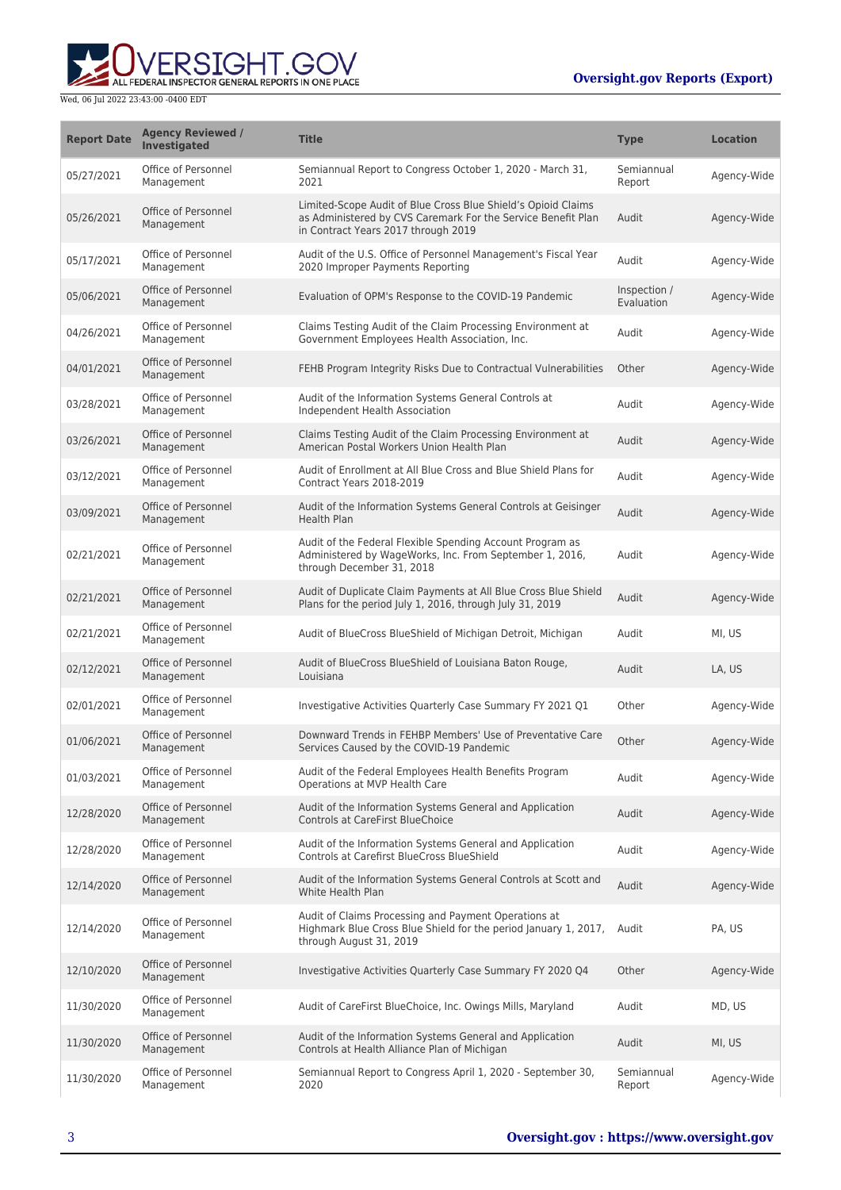| Report Date | Agency Reviewed / Investigated | Title | Type | Location |
|---|---|---|---|---|
| 05/27/2021 | Office of Personnel Management | Semiannual Report to Congress October 1, 2020 - March 31, 2021 | Semiannual Report | Agency-Wide |
| 05/26/2021 | Office of Personnel Management | Limited-Scope Audit of Blue Cross Blue Shield's Opioid Claims as Administered by CVS Caremark For the Service Benefit Plan in Contract Years 2017 through 2019 | Audit | Agency-Wide |
| 05/17/2021 | Office of Personnel Management | Audit of the U.S. Office of Personnel Management's Fiscal Year 2020 Improper Payments Reporting | Audit | Agency-Wide |
| 05/06/2021 | Office of Personnel Management | Evaluation of OPM's Response to the COVID-19 Pandemic | Inspection / Evaluation | Agency-Wide |
| 04/26/2021 | Office of Personnel Management | Claims Testing Audit of the Claim Processing Environment at Government Employees Health Association, Inc. | Audit | Agency-Wide |
| 04/01/2021 | Office of Personnel Management | FEHB Program Integrity Risks Due to Contractual Vulnerabilities | Other | Agency-Wide |
| 03/28/2021 | Office of Personnel Management | Audit of the Information Systems General Controls at Independent Health Association | Audit | Agency-Wide |
| 03/26/2021 | Office of Personnel Management | Claims Testing Audit of the Claim Processing Environment at American Postal Workers Union Health Plan | Audit | Agency-Wide |
| 03/12/2021 | Office of Personnel Management | Audit of Enrollment at All Blue Cross and Blue Shield Plans for Contract Years 2018-2019 | Audit | Agency-Wide |
| 03/09/2021 | Office of Personnel Management | Audit of the Information Systems General Controls at Geisinger Health Plan | Audit | Agency-Wide |
| 02/21/2021 | Office of Personnel Management | Audit of the Federal Flexible Spending Account Program as Administered by WageWorks, Inc. From September 1, 2016, through December 31, 2018 | Audit | Agency-Wide |
| 02/21/2021 | Office of Personnel Management | Audit of Duplicate Claim Payments at All Blue Cross Blue Shield Plans for the period July 1, 2016, through July 31, 2019 | Audit | Agency-Wide |
| 02/21/2021 | Office of Personnel Management | Audit of BlueCross BlueShield of Michigan Detroit, Michigan | Audit | MI, US |
| 02/12/2021 | Office of Personnel Management | Audit of BlueCross BlueShield of Louisiana Baton Rouge, Louisiana | Audit | LA, US |
| 02/01/2021 | Office of Personnel Management | Investigative Activities Quarterly Case Summary FY 2021 Q1 | Other | Agency-Wide |
| 01/06/2021 | Office of Personnel Management | Downward Trends in FEHBP Members' Use of Preventative Care Services Caused by the COVID-19 Pandemic | Other | Agency-Wide |
| 01/03/2021 | Office of Personnel Management | Audit of the Federal Employees Health Benefits Program Operations at MVP Health Care | Audit | Agency-Wide |
| 12/28/2020 | Office of Personnel Management | Audit of the Information Systems General and Application Controls at CareFirst BlueChoice | Audit | Agency-Wide |
| 12/28/2020 | Office of Personnel Management | Audit of the Information Systems General and Application Controls at Carefirst BlueCross BlueShield | Audit | Agency-Wide |
| 12/14/2020 | Office of Personnel Management | Audit of the Information Systems General Controls at Scott and White Health Plan | Audit | Agency-Wide |
| 12/14/2020 | Office of Personnel Management | Audit of Claims Processing and Payment Operations at Highmark Blue Cross Blue Shield for the period January 1, 2017, through August 31, 2019 | Audit | PA, US |
| 12/10/2020 | Office of Personnel Management | Investigative Activities Quarterly Case Summary FY 2020 Q4 | Other | Agency-Wide |
| 11/30/2020 | Office of Personnel Management | Audit of CareFirst BlueChoice, Inc. Owings Mills, Maryland | Audit | MD, US |
| 11/30/2020 | Office of Personnel Management | Audit of the Information Systems General and Application Controls at Health Alliance Plan of Michigan | Audit | MI, US |
| 11/30/2020 | Office of Personnel Management | Semiannual Report to Congress April 1, 2020 - September 30, 2020 | Semiannual Report | Agency-Wide |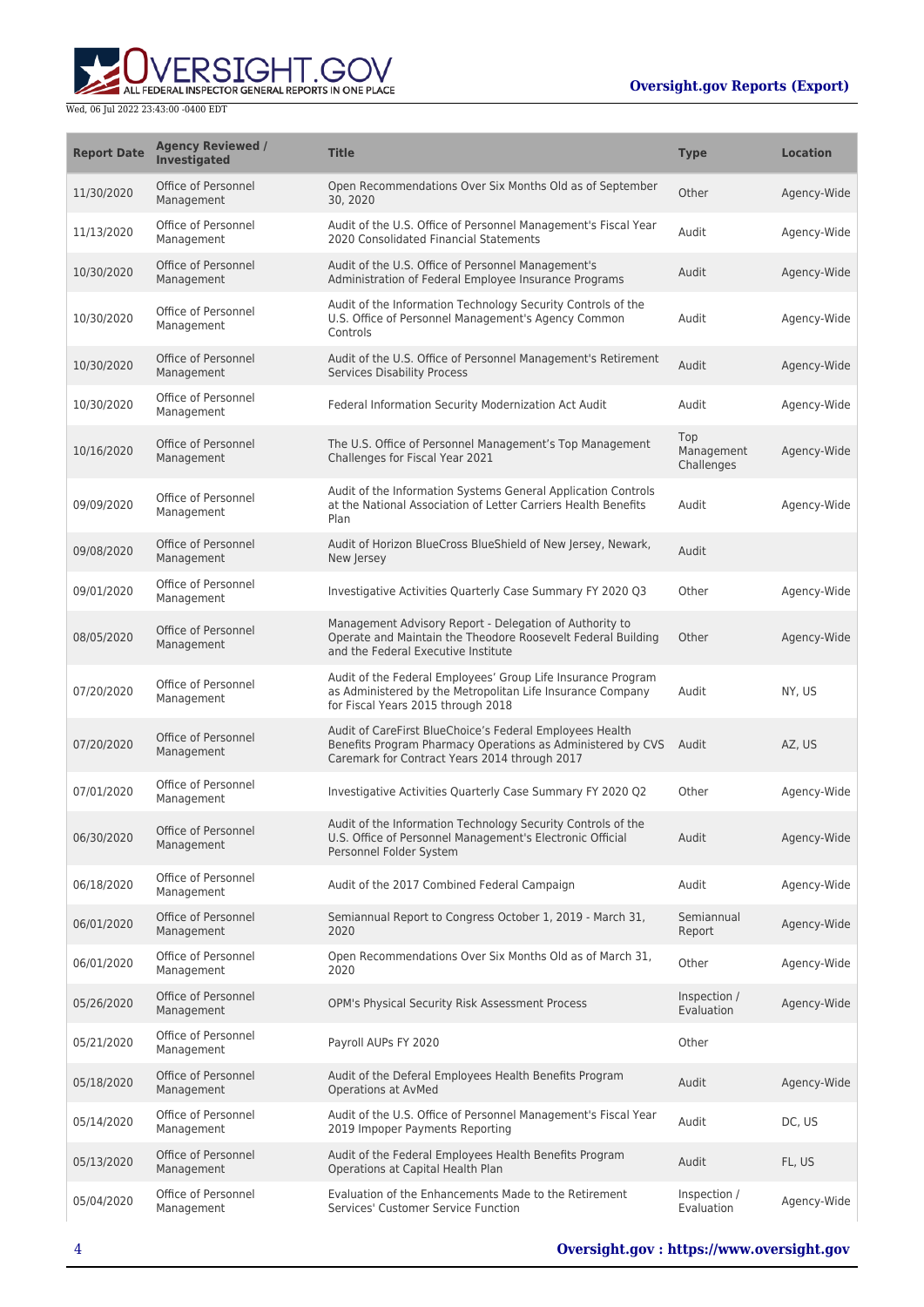| Report Date | Agency Reviewed / Investigated | Title | Type | Location |
| --- | --- | --- | --- | --- |
| 11/30/2020 | Office of Personnel Management | Open Recommendations Over Six Months Old as of September 30, 2020 | Other | Agency-Wide |
| 11/13/2020 | Office of Personnel Management | Audit of the U.S. Office of Personnel Management's Fiscal Year 2020 Consolidated Financial Statements | Audit | Agency-Wide |
| 10/30/2020 | Office of Personnel Management | Audit of the U.S. Office of Personnel Management's Administration of Federal Employee Insurance Programs | Audit | Agency-Wide |
| 10/30/2020 | Office of Personnel Management | Audit of the Information Technology Security Controls of the U.S. Office of Personnel Management's Agency Common Controls | Audit | Agency-Wide |
| 10/30/2020 | Office of Personnel Management | Audit of the U.S. Office of Personnel Management's Retirement Services Disability Process | Audit | Agency-Wide |
| 10/30/2020 | Office of Personnel Management | Federal Information Security Modernization Act Audit | Audit | Agency-Wide |
| 10/16/2020 | Office of Personnel Management | The U.S. Office of Personnel Management’s Top Management Challenges for Fiscal Year 2021 | Top Management Challenges | Agency-Wide |
| 09/09/2020 | Office of Personnel Management | Audit of the Information Systems General Application Controls at the National Association of Letter Carriers Health Benefits Plan | Audit | Agency-Wide |
| 09/08/2020 | Office of Personnel Management | Audit of Horizon BlueCross BlueShield of New Jersey, Newark, New Jersey | Audit | |
| 09/01/2020 | Office of Personnel Management | Investigative Activities Quarterly Case Summary FY 2020 Q3 | Other | Agency-Wide |
| 08/05/2020 | Office of Personnel Management | Management Advisory Report - Delegation of Authority to Operate and Maintain the Theodore Roosevelt Federal Building and the Federal Executive Institute | Other | Agency-Wide |
| 07/20/2020 | Office of Personnel Management | Audit of the Federal Employees’ Group Life Insurance Program as Administered by the Metropolitan Life Insurance Company for Fiscal Years 2015 through 2018 | Audit | NY, US |
| 07/20/2020 | Office of Personnel Management | Audit of CareFirst BlueChoice’s Federal Employees Health Benefits Program Pharmacy Operations as Administered by CVS Caremark for Contract Years 2014 through 2017 | Audit | AZ, US |
| 07/01/2020 | Office of Personnel Management | Investigative Activities Quarterly Case Summary FY 2020 Q2 | Other | Agency-Wide |
| 06/30/2020 | Office of Personnel Management | Audit of the Information Technology Security Controls of the U.S. Office of Personnel Management's Electronic Official Personnel Folder System | Audit | Agency-Wide |
| 06/18/2020 | Office of Personnel Management | Audit of the 2017 Combined Federal Campaign | Audit | Agency-Wide |
| 06/01/2020 | Office of Personnel Management | Semiannual Report to Congress October 1, 2019 - March 31, 2020 | Semiannual Report | Agency-Wide |
| 06/01/2020 | Office of Personnel Management | Open Recommendations Over Six Months Old as of March 31, 2020 | Other | Agency-Wide |
| 05/26/2020 | Office of Personnel Management | OPM's Physical Security Risk Assessment Process | Inspection / Evaluation | Agency-Wide |
| 05/21/2020 | Office of Personnel Management | Payroll AUPs FY 2020 | Other | |
| 05/18/2020 | Office of Personnel Management | Audit of the Deferal Employees Health Benefits Program Operations at AvMed | Audit | Agency-Wide |
| 05/14/2020 | Office of Personnel Management | Audit of the U.S. Office of Personnel Management's Fiscal Year 2019 Impoper Payments Reporting | Audit | DC, US |
| 05/13/2020 | Office of Personnel Management | Audit of the Federal Employees Health Benefits Program Operations at Capital Health Plan | Audit | FL, US |
| 05/04/2020 | Office of Personnel Management | Evaluation of the Enhancements Made to the Retirement Services' Customer Service Function | Inspection / Evaluation | Agency-Wide |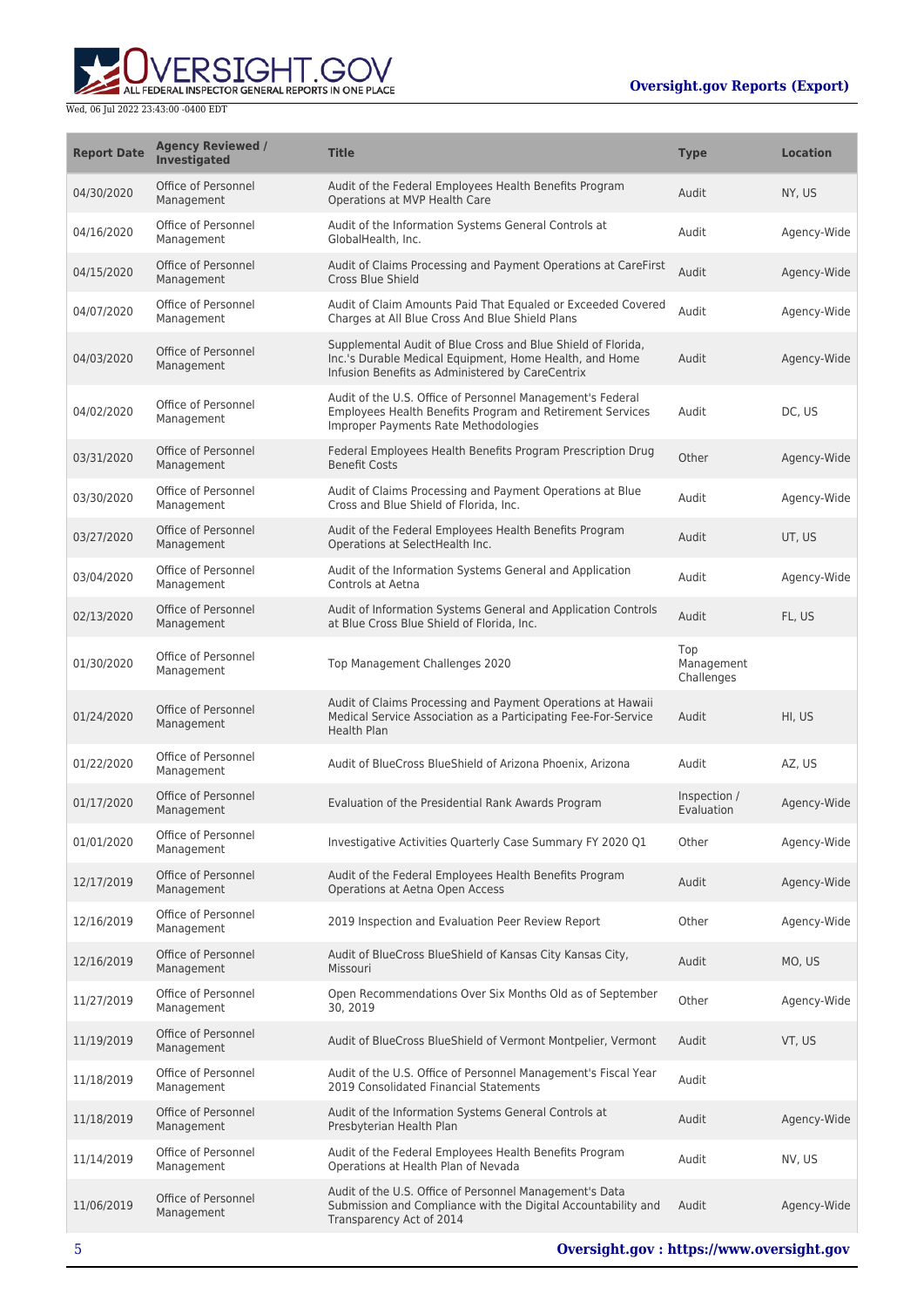| Report Date | Agency Reviewed / Investigated | Title | Type | Location |
|---|---|---|---|---|
| 04/30/2020 | Office of Personnel Management | Audit of the Federal Employees Health Benefits Program Operations at MVP Health Care | Audit | NY, US |
| 04/16/2020 | Office of Personnel Management | Audit of the Information Systems General Controls at GlobalHealth, Inc. | Audit | Agency-Wide |
| 04/15/2020 | Office of Personnel Management | Audit of Claims Processing and Payment Operations at CareFirst Cross Blue Shield | Audit | Agency-Wide |
| 04/07/2020 | Office of Personnel Management | Audit of Claim Amounts Paid That Equaled or Exceeded Covered Charges at All Blue Cross And Blue Shield Plans | Audit | Agency-Wide |
| 04/03/2020 | Office of Personnel Management | Supplemental Audit of Blue Cross and Blue Shield of Florida, Inc.'s Durable Medical Equipment, Home Health, and Home Infusion Benefits as Administered by CareCentrix | Audit | Agency-Wide |
| 04/02/2020 | Office of Personnel Management | Audit of the U.S. Office of Personnel Management's Federal Employees Health Benefits Program and Retirement Services Improper Payments Rate Methodologies | Audit | DC, US |
| 03/31/2020 | Office of Personnel Management | Federal Employees Health Benefits Program Prescription Drug Benefit Costs | Other | Agency-Wide |
| 03/30/2020 | Office of Personnel Management | Audit of Claims Processing and Payment Operations at Blue Cross and Blue Shield of Florida, Inc. | Audit | Agency-Wide |
| 03/27/2020 | Office of Personnel Management | Audit of the Federal Employees Health Benefits Program Operations at SelectHealth Inc. | Audit | UT, US |
| 03/04/2020 | Office of Personnel Management | Audit of the Information Systems General and Application Controls at Aetna | Audit | Agency-Wide |
| 02/13/2020 | Office of Personnel Management | Audit of Information Systems General and Application Controls at Blue Cross Blue Shield of Florida, Inc. | Audit | FL, US |
| 01/30/2020 | Office of Personnel Management | Top Management Challenges 2020 | Top Management Challenges | |
| 01/24/2020 | Office of Personnel Management | Audit of Claims Processing and Payment Operations at Hawaii Medical Service Association as a Participating Fee-For-Service Health Plan | Audit | HI, US |
| 01/22/2020 | Office of Personnel Management | Audit of BlueCross BlueShield of Arizona Phoenix, Arizona | Audit | AZ, US |
| 01/17/2020 | Office of Personnel Management | Evaluation of the Presidential Rank Awards Program | Inspection / Evaluation | Agency-Wide |
| 01/01/2020 | Office of Personnel Management | Investigative Activities Quarterly Case Summary FY 2020 Q1 | Other | Agency-Wide |
| 12/17/2019 | Office of Personnel Management | Audit of the Federal Employees Health Benefits Program Operations at Aetna Open Access | Audit | Agency-Wide |
| 12/16/2019 | Office of Personnel Management | 2019 Inspection and Evaluation Peer Review Report | Other | Agency-Wide |
| 12/16/2019 | Office of Personnel Management | Audit of BlueCross BlueShield of Kansas City Kansas City, Missouri | Audit | MO, US |
| 11/27/2019 | Office of Personnel Management | Open Recommendations Over Six Months Old as of September 30, 2019 | Other | Agency-Wide |
| 11/19/2019 | Office of Personnel Management | Audit of BlueCross BlueShield of Vermont Montpelier, Vermont | Audit | VT, US |
| 11/18/2019 | Office of Personnel Management | Audit of the U.S. Office of Personnel Management's Fiscal Year 2019 Consolidated Financial Statements | Audit | |
| 11/18/2019 | Office of Personnel Management | Audit of the Information Systems General Controls at Presbyterian Health Plan | Audit | Agency-Wide |
| 11/14/2019 | Office of Personnel Management | Audit of the Federal Employees Health Benefits Program Operations at Health Plan of Nevada | Audit | NV, US |
| 11/06/2019 | Office of Personnel Management | Audit of the U.S. Office of Personnel Management's Data Submission and Compliance with the Digital Accountability and Transparency Act of 2014 | Audit | Agency-Wide |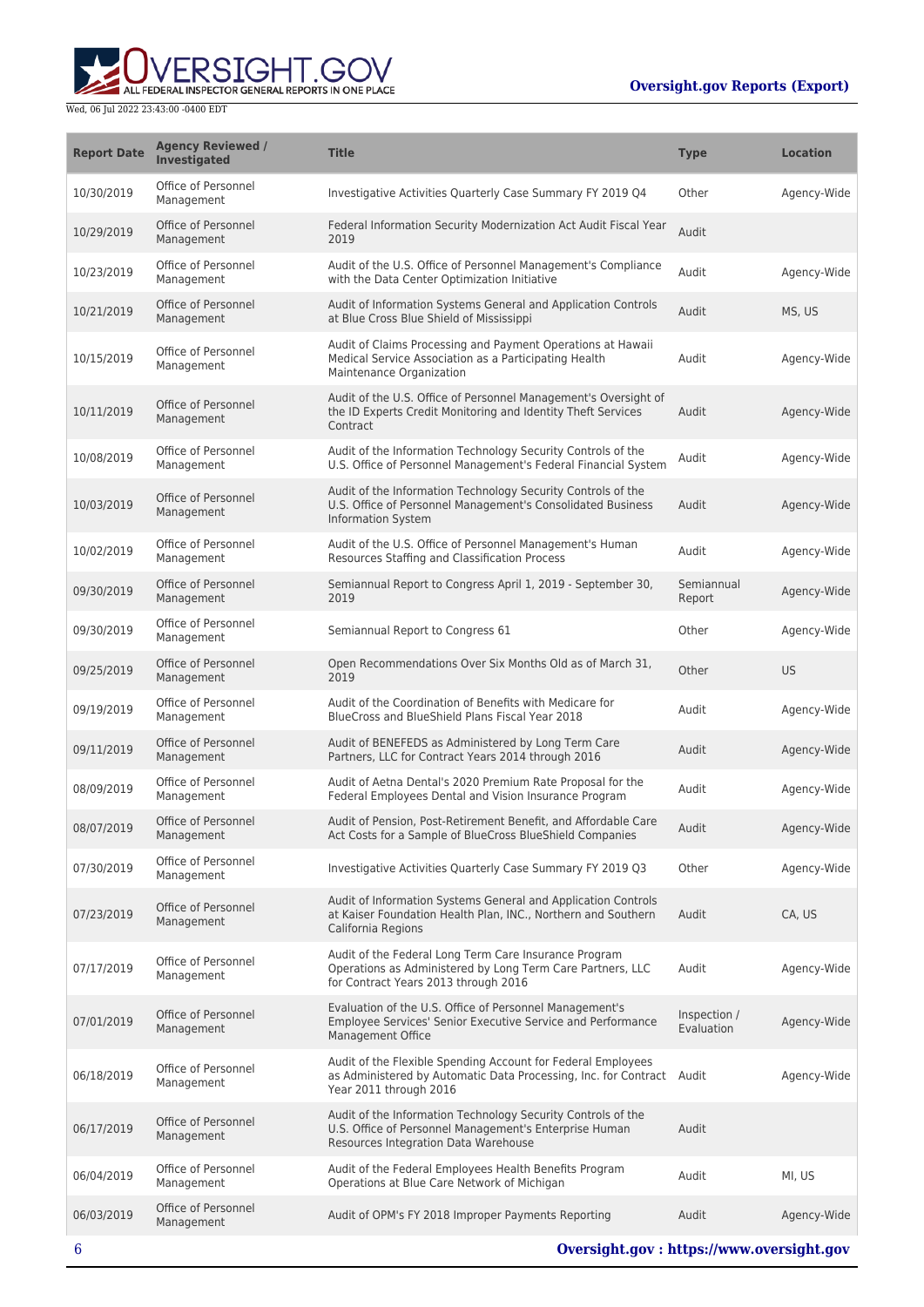| Report Date | Agency Reviewed / Investigated | Title | Type | Location |
|---|---|---|---|---|
| 10/30/2019 | Office of Personnel Management | Investigative Activities Quarterly Case Summary FY 2019 Q4 | Other | Agency-Wide |
| 10/29/2019 | Office of Personnel Management | Federal Information Security Modernization Act Audit Fiscal Year 2019 | Audit | |
| 10/23/2019 | Office of Personnel Management | Audit of the U.S. Office of Personnel Management's Compliance with the Data Center Optimization Initiative | Audit | Agency-Wide |
| 10/21/2019 | Office of Personnel Management | Audit of Information Systems General and Application Controls at Blue Cross Blue Shield of Mississippi | Audit | MS, US |
| 10/15/2019 | Office of Personnel Management | Audit of Claims Processing and Payment Operations at Hawaii Medical Service Association as a Participating Health Maintenance Organization | Audit | Agency-Wide |
| 10/11/2019 | Office of Personnel Management | Audit of the U.S. Office of Personnel Management's Oversight of the ID Experts Credit Monitoring and Identity Theft Services Contract | Audit | Agency-Wide |
| 10/08/2019 | Office of Personnel Management | Audit of the Information Technology Security Controls of the U.S. Office of Personnel Management's Federal Financial System | Audit | Agency-Wide |
| 10/03/2019 | Office of Personnel Management | Audit of the Information Technology Security Controls of the U.S. Office of Personnel Management's Consolidated Business Information System | Audit | Agency-Wide |
| 10/02/2019 | Office of Personnel Management | Audit of the U.S. Office of Personnel Management's Human Resources Staffing and Classification Process | Audit | Agency-Wide |
| 09/30/2019 | Office of Personnel Management | Semiannual Report to Congress April 1, 2019 - September 30, 2019 | Semiannual Report | Agency-Wide |
| 09/30/2019 | Office of Personnel Management | Semiannual Report to Congress 61 | Other | Agency-Wide |
| 09/25/2019 | Office of Personnel Management | Open Recommendations Over Six Months Old as of March 31, 2019 | Other | US |
| 09/19/2019 | Office of Personnel Management | Audit of the Coordination of Benefits with Medicare for BlueCross and BlueShield Plans Fiscal Year 2018 | Audit | Agency-Wide |
| 09/11/2019 | Office of Personnel Management | Audit of BENEFEDS as Administered by Long Term Care Partners, LLC for Contract Years 2014 through 2016 | Audit | Agency-Wide |
| 08/09/2019 | Office of Personnel Management | Audit of Aetna Dental's 2020 Premium Rate Proposal for the Federal Employees Dental and Vision Insurance Program | Audit | Agency-Wide |
| 08/07/2019 | Office of Personnel Management | Audit of Pension, Post-Retirement Benefit, and Affordable Care Act Costs for a Sample of BlueCross BlueShield Companies | Audit | Agency-Wide |
| 07/30/2019 | Office of Personnel Management | Investigative Activities Quarterly Case Summary FY 2019 Q3 | Other | Agency-Wide |
| 07/23/2019 | Office of Personnel Management | Audit of Information Systems General and Application Controls at Kaiser Foundation Health Plan, INC., Northern and Southern California Regions | Audit | CA, US |
| 07/17/2019 | Office of Personnel Management | Audit of the Federal Long Term Care Insurance Program Operations as Administered by Long Term Care Partners, LLC for Contract Years 2013 through 2016 | Audit | Agency-Wide |
| 07/01/2019 | Office of Personnel Management | Evaluation of the U.S. Office of Personnel Management's Employee Services' Senior Executive Service and Performance Management Office | Inspection / Evaluation | Agency-Wide |
| 06/18/2019 | Office of Personnel Management | Audit of the Flexible Spending Account for Federal Employees as Administered by Automatic Data Processing, Inc. for Contract Year 2011 through 2016 | Audit | Agency-Wide |
| 06/17/2019 | Office of Personnel Management | Audit of the Information Technology Security Controls of the U.S. Office of Personnel Management's Enterprise Human Resources Integration Data Warehouse | Audit | |
| 06/04/2019 | Office of Personnel Management | Audit of the Federal Employees Health Benefits Program Operations at Blue Care Network of Michigan | Audit | MI, US |
| 06/03/2019 | Office of Personnel Management | Audit of OPM's FY 2018 Improper Payments Reporting | Audit | Agency-Wide |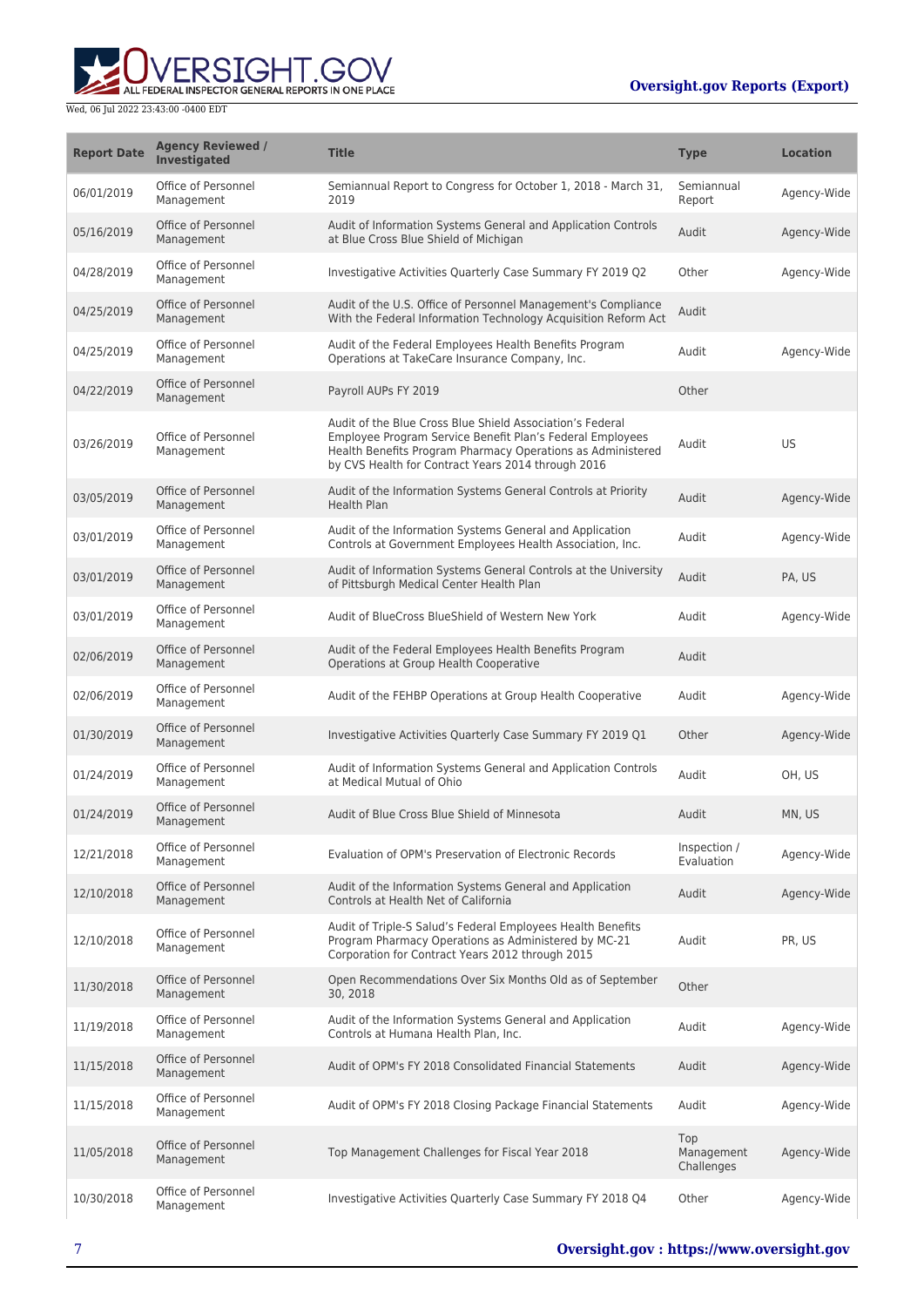| Report Date | Agency Reviewed / Investigated | Title | Type | Location |
| --- | --- | --- | --- | --- |
| 06/01/2019 | Office of Personnel Management | Semiannual Report to Congress for October 1, 2018 - March 31, 2019 | Semiannual Report | Agency-Wide |
| 05/16/2019 | Office of Personnel Management | Audit of Information Systems General and Application Controls at Blue Cross Blue Shield of Michigan | Audit | Agency-Wide |
| 04/28/2019 | Office of Personnel Management | Investigative Activities Quarterly Case Summary FY 2019 Q2 | Other | Agency-Wide |
| 04/25/2019 | Office of Personnel Management | Audit of the U.S. Office of Personnel Management's Compliance With the Federal Information Technology Acquisition Reform Act | Audit | |
| 04/25/2019 | Office of Personnel Management | Audit of the Federal Employees Health Benefits Program Operations at TakeCare Insurance Company, Inc. | Audit | Agency-Wide |
| 04/22/2019 | Office of Personnel Management | Payroll AUPs FY 2019 | Other | |
| 03/26/2019 | Office of Personnel Management | Audit of the Blue Cross Blue Shield Association's Federal Employee Program Service Benefit Plan's Federal Employees Health Benefits Program Pharmacy Operations as Administered by CVS Health for Contract Years 2014 through 2016 | Audit | US |
| 03/05/2019 | Office of Personnel Management | Audit of the Information Systems General Controls at Priority Health Plan | Audit | Agency-Wide |
| 03/01/2019 | Office of Personnel Management | Audit of the Information Systems General and Application Controls at Government Employees Health Association, Inc. | Audit | Agency-Wide |
| 03/01/2019 | Office of Personnel Management | Audit of Information Systems General Controls at the University of Pittsburgh Medical Center Health Plan | Audit | PA, US |
| 03/01/2019 | Office of Personnel Management | Audit of BlueCross BlueShield of Western New York | Audit | Agency-Wide |
| 02/06/2019 | Office of Personnel Management | Audit of the Federal Employees Health Benefits Program Operations at Group Health Cooperative | Audit | |
| 02/06/2019 | Office of Personnel Management | Audit of the FEHBP Operations at Group Health Cooperative | Audit | Agency-Wide |
| 01/30/2019 | Office of Personnel Management | Investigative Activities Quarterly Case Summary FY 2019 Q1 | Other | Agency-Wide |
| 01/24/2019 | Office of Personnel Management | Audit of Information Systems General and Application Controls at Medical Mutual of Ohio | Audit | OH, US |
| 01/24/2019 | Office of Personnel Management | Audit of Blue Cross Blue Shield of Minnesota | Audit | MN, US |
| 12/21/2018 | Office of Personnel Management | Evaluation of OPM's Preservation of Electronic Records | Inspection / Evaluation | Agency-Wide |
| 12/10/2018 | Office of Personnel Management | Audit of the Information Systems General and Application Controls at Health Net of California | Audit | Agency-Wide |
| 12/10/2018 | Office of Personnel Management | Audit of Triple-S Salud's Federal Employees Health Benefits Program Pharmacy Operations as Administered by MC-21 Corporation for Contract Years 2012 through 2015 | Audit | PR, US |
| 11/30/2018 | Office of Personnel Management | Open Recommendations Over Six Months Old as of September 30, 2018 | Other | |
| 11/19/2018 | Office of Personnel Management | Audit of the Information Systems General and Application Controls at Humana Health Plan, Inc. | Audit | Agency-Wide |
| 11/15/2018 | Office of Personnel Management | Audit of OPM's FY 2018 Consolidated Financial Statements | Audit | Agency-Wide |
| 11/15/2018 | Office of Personnel Management | Audit of OPM's FY 2018 Closing Package Financial Statements | Audit | Agency-Wide |
| 11/05/2018 | Office of Personnel Management | Top Management Challenges for Fiscal Year 2018 | Top Management Challenges | Agency-Wide |
| 10/30/2018 | Office of Personnel Management | Investigative Activities Quarterly Case Summary FY 2018 Q4 | Other | Agency-Wide |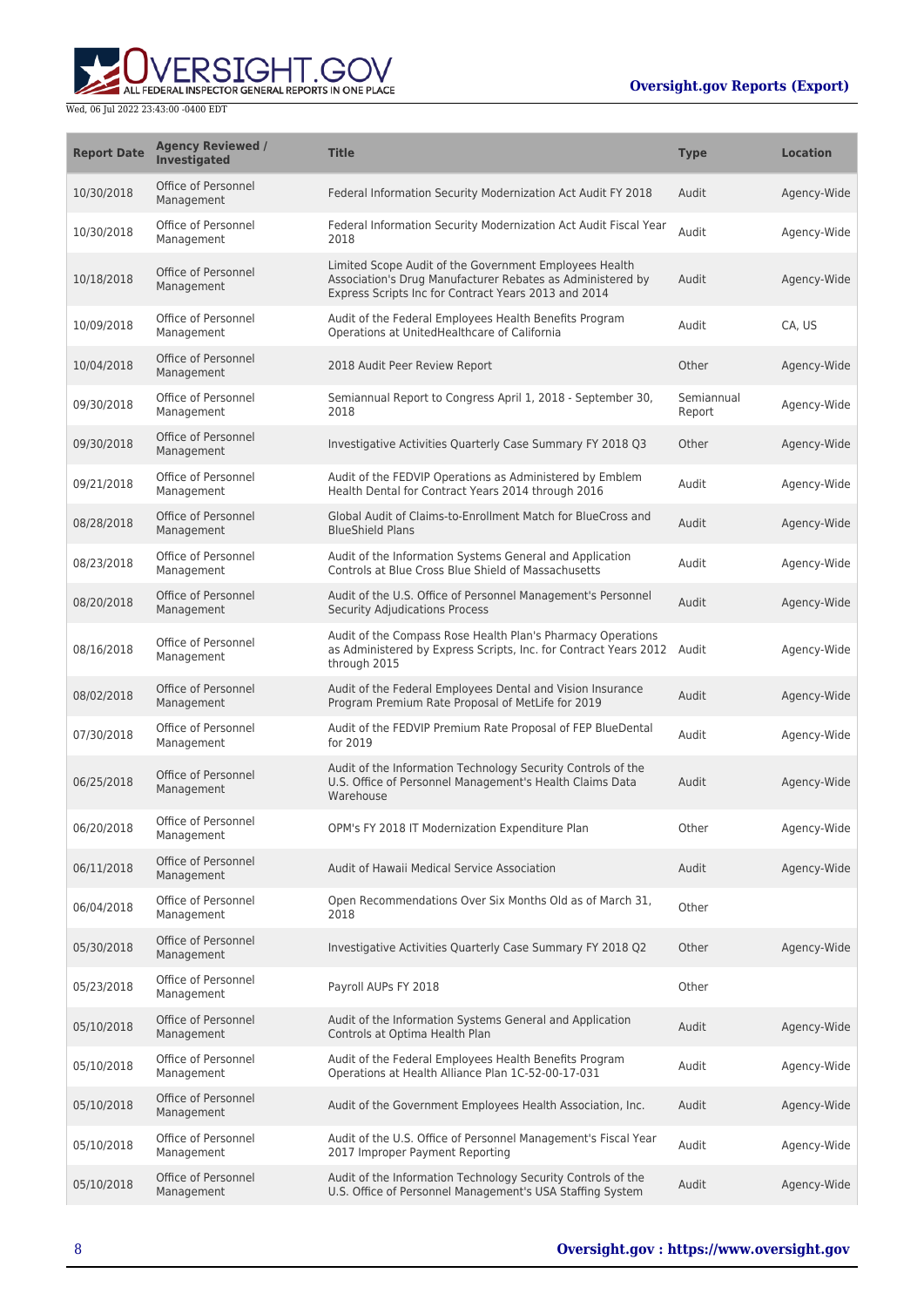| Report Date | Agency Reviewed / Investigated | Title | Type | Location |
|---|---|---|---|---|
| 10/30/2018 | Office of Personnel Management | Federal Information Security Modernization Act Audit FY 2018 | Audit | Agency-Wide |
| 10/30/2018 | Office of Personnel Management | Federal Information Security Modernization Act Audit Fiscal Year 2018 | Audit | Agency-Wide |
| 10/18/2018 | Office of Personnel Management | Limited Scope Audit of the Government Employees Health Association's Drug Manufacturer Rebates as Administered by Express Scripts Inc for Contract Years 2013 and 2014 | Audit | Agency-Wide |
| 10/09/2018 | Office of Personnel Management | Audit of the Federal Employees Health Benefits Program Operations at UnitedHealthcare of California | Audit | CA, US |
| 10/04/2018 | Office of Personnel Management | 2018 Audit Peer Review Report | Other | Agency-Wide |
| 09/30/2018 | Office of Personnel Management | Semiannual Report to Congress April 1, 2018 - September 30, 2018 | Semiannual Report | Agency-Wide |
| 09/30/2018 | Office of Personnel Management | Investigative Activities Quarterly Case Summary FY 2018 Q3 | Other | Agency-Wide |
| 09/21/2018 | Office of Personnel Management | Audit of the FEDVIP Operations as Administered by Emblem Health Dental for Contract Years 2014 through 2016 | Audit | Agency-Wide |
| 08/28/2018 | Office of Personnel Management | Global Audit of Claims-to-Enrollment Match for BlueCross and BlueShield Plans | Audit | Agency-Wide |
| 08/23/2018 | Office of Personnel Management | Audit of the Information Systems General and Application Controls at Blue Cross Blue Shield of Massachusetts | Audit | Agency-Wide |
| 08/20/2018 | Office of Personnel Management | Audit of the U.S. Office of Personnel Management's Personnel Security Adjudications Process | Audit | Agency-Wide |
| 08/16/2018 | Office of Personnel Management | Audit of the Compass Rose Health Plan's Pharmacy Operations as Administered by Express Scripts, Inc. for Contract Years 2012 through 2015 | Audit | Agency-Wide |
| 08/02/2018 | Office of Personnel Management | Audit of the Federal Employees Dental and Vision Insurance Program Premium Rate Proposal of MetLife for 2019 | Audit | Agency-Wide |
| 07/30/2018 | Office of Personnel Management | Audit of the FEDVIP Premium Rate Proposal of FEP BlueDental for 2019 | Audit | Agency-Wide |
| 06/25/2018 | Office of Personnel Management | Audit of the Information Technology Security Controls of the U.S. Office of Personnel Management's Health Claims Data Warehouse | Audit | Agency-Wide |
| 06/20/2018 | Office of Personnel Management | OPM's FY 2018 IT Modernization Expenditure Plan | Other | Agency-Wide |
| 06/11/2018 | Office of Personnel Management | Audit of Hawaii Medical Service Association | Audit | Agency-Wide |
| 06/04/2018 | Office of Personnel Management | Open Recommendations Over Six Months Old as of March 31, 2018 | Other | |
| 05/30/2018 | Office of Personnel Management | Investigative Activities Quarterly Case Summary FY 2018 Q2 | Other | Agency-Wide |
| 05/23/2018 | Office of Personnel Management | Payroll AUPs FY 2018 | Other | |
| 05/10/2018 | Office of Personnel Management | Audit of the Information Systems General and Application Controls at Optima Health Plan | Audit | Agency-Wide |
| 05/10/2018 | Office of Personnel Management | Audit of the Federal Employees Health Benefits Program Operations at Health Alliance Plan 1C-52-00-17-031 | Audit | Agency-Wide |
| 05/10/2018 | Office of Personnel Management | Audit of the Government Employees Health Association, Inc. | Audit | Agency-Wide |
| 05/10/2018 | Office of Personnel Management | Audit of the U.S. Office of Personnel Management's Fiscal Year 2017 Improper Payment Reporting | Audit | Agency-Wide |
| 05/10/2018 | Office of Personnel Management | Audit of the Information Technology Security Controls of the U.S. Office of Personnel Management's USA Staffing System | Audit | Agency-Wide |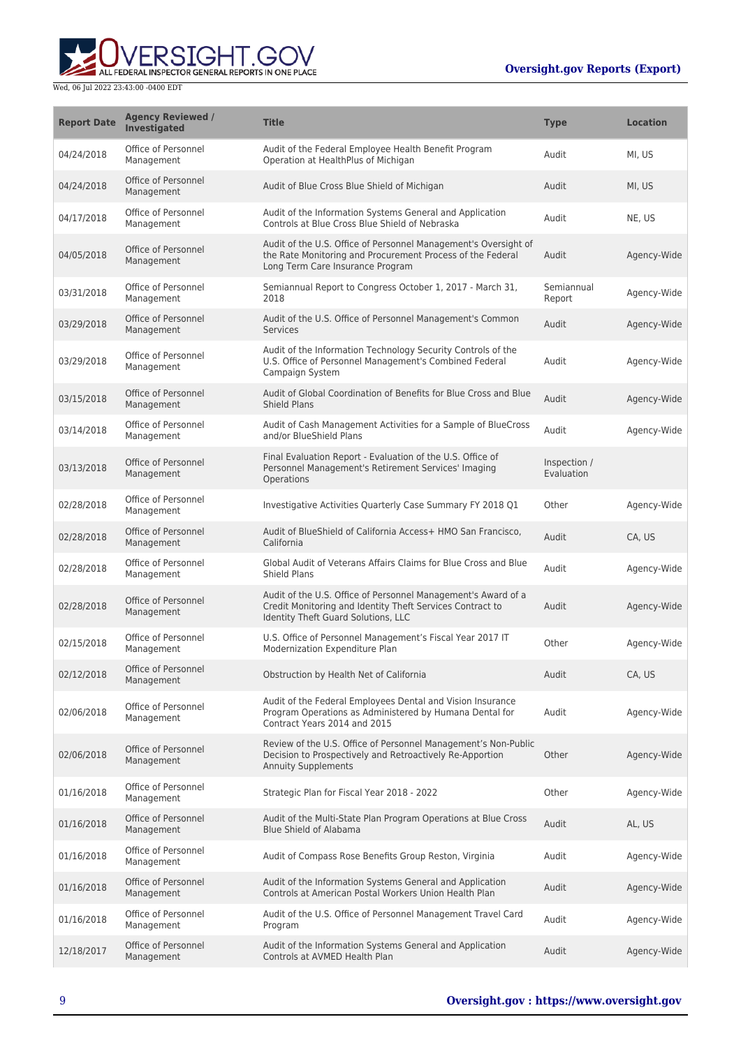| Report Date | Agency Reviewed / Investigated | Title | Type | Location |
| --- | --- | --- | --- | --- |
| 04/24/2018 | Office of Personnel Management | Audit of the Federal Employee Health Benefit Program Operation at HealthPlus of Michigan | Audit | MI, US |
| 04/24/2018 | Office of Personnel Management | Audit of Blue Cross Blue Shield of Michigan | Audit | MI, US |
| 04/17/2018 | Office of Personnel Management | Audit of the Information Systems General and Application Controls at Blue Cross Blue Shield of Nebraska | Audit | NE, US |
| 04/05/2018 | Office of Personnel Management | Audit of the U.S. Office of Personnel Management's Oversight of the Rate Monitoring and Procurement Process of the Federal Long Term Care Insurance Program | Audit | Agency-Wide |
| 03/31/2018 | Office of Personnel Management | Semiannual Report to Congress October 1, 2017 - March 31, 2018 | Semiannual Report | Agency-Wide |
| 03/29/2018 | Office of Personnel Management | Audit of the U.S. Office of Personnel Management's Common Services | Audit | Agency-Wide |
| 03/29/2018 | Office of Personnel Management | Audit of the Information Technology Security Controls of the U.S. Office of Personnel Management's Combined Federal Campaign System | Audit | Agency-Wide |
| 03/15/2018 | Office of Personnel Management | Audit of Global Coordination of Benefits for Blue Cross and Blue Shield Plans | Audit | Agency-Wide |
| 03/14/2018 | Office of Personnel Management | Audit of Cash Management Activities for a Sample of BlueCross and/or BlueShield Plans | Audit | Agency-Wide |
| 03/13/2018 | Office of Personnel Management | Final Evaluation Report - Evaluation of the U.S. Office of Personnel Management's Retirement Services' Imaging Operations | Inspection / Evaluation | |
| 02/28/2018 | Office of Personnel Management | Investigative Activities Quarterly Case Summary FY 2018 Q1 | Other | Agency-Wide |
| 02/28/2018 | Office of Personnel Management | Audit of BlueShield of California Access+ HMO San Francisco, California | Audit | CA, US |
| 02/28/2018 | Office of Personnel Management | Global Audit of Veterans Affairs Claims for Blue Cross and Blue Shield Plans | Audit | Agency-Wide |
| 02/28/2018 | Office of Personnel Management | Audit of the U.S. Office of Personnel Management's Award of a Credit Monitoring and Identity Theft Services Contract to Identity Theft Guard Solutions, LLC | Audit | Agency-Wide |
| 02/15/2018 | Office of Personnel Management | U.S. Office of Personnel Management's Fiscal Year 2017 IT Modernization Expenditure Plan | Other | Agency-Wide |
| 02/12/2018 | Office of Personnel Management | Obstruction by Health Net of California | Audit | CA, US |
| 02/06/2018 | Office of Personnel Management | Audit of the Federal Employees Dental and Vision Insurance Program Operations as Administered by Humana Dental for Contract Years 2014 and 2015 | Audit | Agency-Wide |
| 02/06/2018 | Office of Personnel Management | Review of the U.S. Office of Personnel Management's Non-Public Decision to Prospectively and Retroactively Re-Apportion Annuity Supplements | Other | Agency-Wide |
| 01/16/2018 | Office of Personnel Management | Strategic Plan for Fiscal Year 2018 - 2022 | Other | Agency-Wide |
| 01/16/2018 | Office of Personnel Management | Audit of the Multi-State Plan Program Operations at Blue Cross Blue Shield of Alabama | Audit | AL, US |
| 01/16/2018 | Office of Personnel Management | Audit of Compass Rose Benefits Group Reston, Virginia | Audit | Agency-Wide |
| 01/16/2018 | Office of Personnel Management | Audit of the Information Systems General and Application Controls at American Postal Workers Union Health Plan | Audit | Agency-Wide |
| 01/16/2018 | Office of Personnel Management | Audit of the U.S. Office of Personnel Management Travel Card Program | Audit | Agency-Wide |
| 12/18/2017 | Office of Personnel Management | Audit of the Information Systems General and Application Controls at AVMED Health Plan | Audit | Agency-Wide |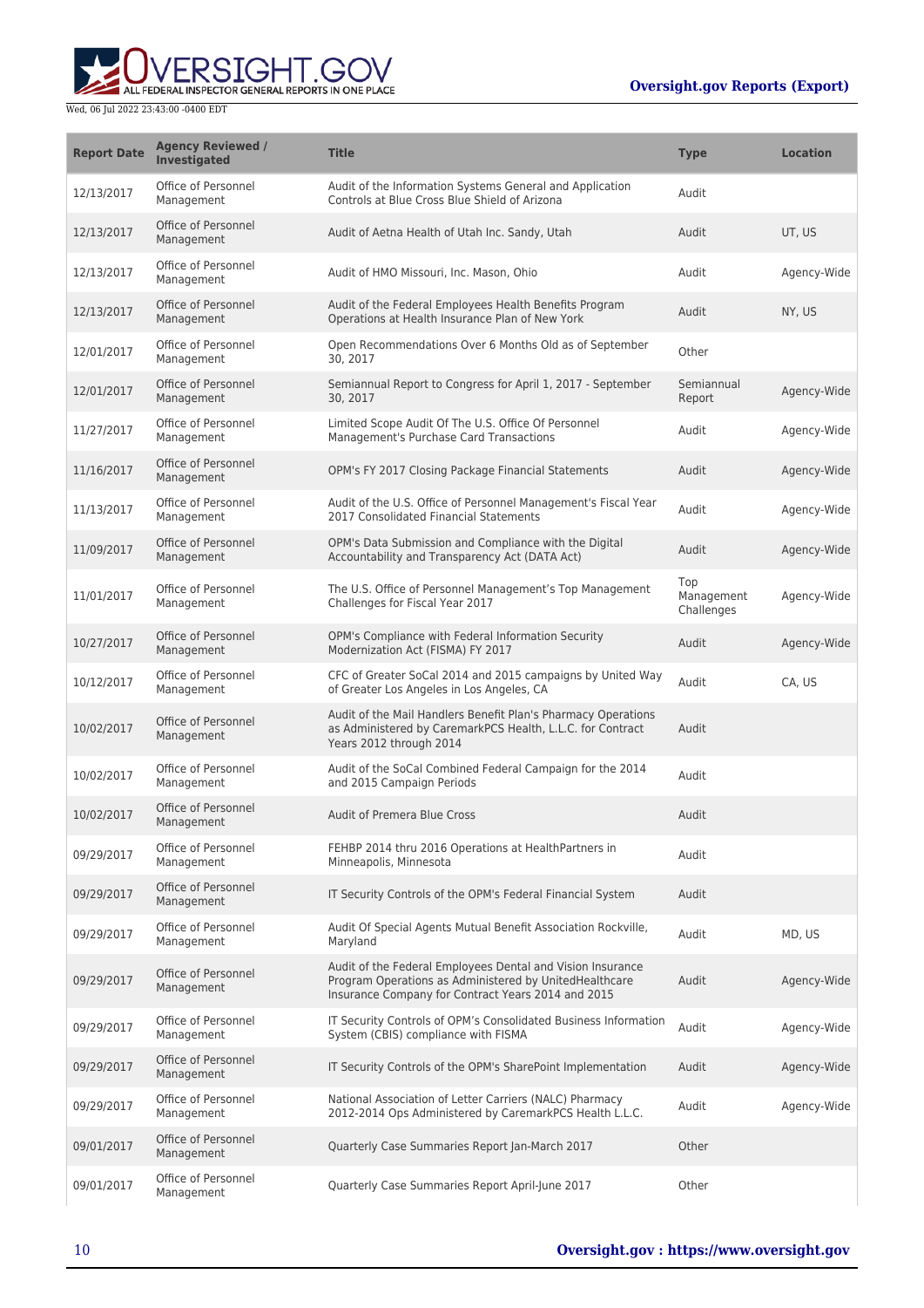| Report Date | Agency Reviewed / Investigated | Title | Type | Location |
| --- | --- | --- | --- | --- |
| 12/13/2017 | Office of Personnel Management | Audit of the Information Systems General and Application Controls at Blue Cross Blue Shield of Arizona | Audit | |
| 12/13/2017 | Office of Personnel Management | Audit of Aetna Health of Utah Inc. Sandy, Utah | Audit | UT, US |
| 12/13/2017 | Office of Personnel Management | Audit of HMO Missouri, Inc. Mason, Ohio | Audit | Agency-Wide |
| 12/13/2017 | Office of Personnel Management | Audit of the Federal Employees Health Benefits Program Operations at Health Insurance Plan of New York | Audit | NY, US |
| 12/01/2017 | Office of Personnel Management | Open Recommendations Over 6 Months Old as of September 30, 2017 | Other | |
| 12/01/2017 | Office of Personnel Management | Semiannual Report to Congress for April 1, 2017 - September 30, 2017 | Semiannual Report | Agency-Wide |
| 11/27/2017 | Office of Personnel Management | Limited Scope Audit Of The U.S. Office Of Personnel Management's Purchase Card Transactions | Audit | Agency-Wide |
| 11/16/2017 | Office of Personnel Management | OPM's FY 2017 Closing Package Financial Statements | Audit | Agency-Wide |
| 11/13/2017 | Office of Personnel Management | Audit of the U.S. Office of Personnel Management's Fiscal Year 2017 Consolidated Financial Statements | Audit | Agency-Wide |
| 11/09/2017 | Office of Personnel Management | OPM's Data Submission and Compliance with the Digital Accountability and Transparency Act (DATA Act) | Audit | Agency-Wide |
| 11/01/2017 | Office of Personnel Management | The U.S. Office of Personnel Management's Top Management Challenges for Fiscal Year 2017 | Top Management Challenges | Agency-Wide |
| 10/27/2017 | Office of Personnel Management | OPM's Compliance with Federal Information Security Modernization Act (FISMA) FY 2017 | Audit | Agency-Wide |
| 10/12/2017 | Office of Personnel Management | CFC of Greater SoCal 2014 and 2015 campaigns by United Way of Greater Los Angeles in Los Angeles, CA | Audit | CA, US |
| 10/02/2017 | Office of Personnel Management | Audit of the Mail Handlers Benefit Plan's Pharmacy Operations as Administered by CaremarkPCS Health, L.L.C. for Contract Years 2012 through 2014 | Audit | |
| 10/02/2017 | Office of Personnel Management | Audit of the SoCal Combined Federal Campaign for the 2014 and 2015 Campaign Periods | Audit | |
| 10/02/2017 | Office of Personnel Management | Audit of Premera Blue Cross | Audit | |
| 09/29/2017 | Office of Personnel Management | FEHBP 2014 thru 2016 Operations at HealthPartners in Minneapolis, Minnesota | Audit | |
| 09/29/2017 | Office of Personnel Management | IT Security Controls of the OPM's Federal Financial System | Audit | |
| 09/29/2017 | Office of Personnel Management | Audit Of Special Agents Mutual Benefit Association Rockville, Maryland | Audit | MD, US |
| 09/29/2017 | Office of Personnel Management | Audit of the Federal Employees Dental and Vision Insurance Program Operations as Administered by UnitedHealthcare Insurance Company for Contract Years 2014 and 2015 | Audit | Agency-Wide |
| 09/29/2017 | Office of Personnel Management | IT Security Controls of OPM's Consolidated Business Information System (CBIS) compliance with FISMA | Audit | Agency-Wide |
| 09/29/2017 | Office of Personnel Management | IT Security Controls of the OPM's SharePoint Implementation | Audit | Agency-Wide |
| 09/29/2017 | Office of Personnel Management | National Association of Letter Carriers (NALC) Pharmacy 2012-2014 Ops Administered by CaremarkPCS Health L.L.C. | Audit | Agency-Wide |
| 09/01/2017 | Office of Personnel Management | Quarterly Case Summaries Report Jan-March 2017 | Other | |
| 09/01/2017 | Office of Personnel Management | Quarterly Case Summaries Report April-June 2017 | Other | |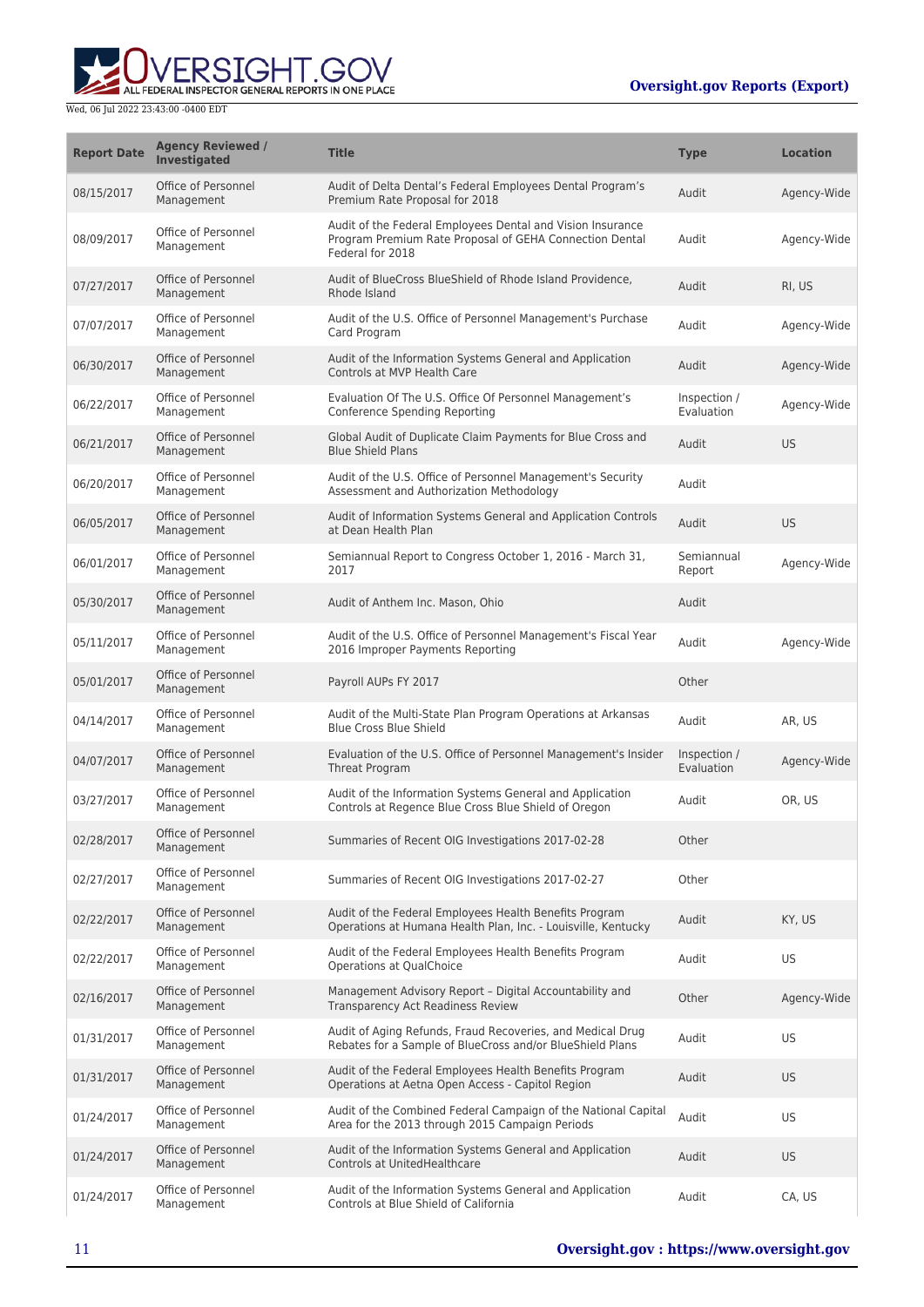| Report Date | Agency Reviewed / Investigated | Title | Type | Location |
| --- | --- | --- | --- | --- |
| 08/15/2017 | Office of Personnel Management | Audit of Delta Dental's Federal Employees Dental Program's Premium Rate Proposal for 2018 | Audit | Agency-Wide |
| 08/09/2017 | Office of Personnel Management | Audit of the Federal Employees Dental and Vision Insurance Program Premium Rate Proposal of GEHA Connection Dental Federal for 2018 | Audit | Agency-Wide |
| 07/27/2017 | Office of Personnel Management | Audit of BlueCross BlueShield of Rhode Island Providence, Rhode Island | Audit | RI, US |
| 07/07/2017 | Office of Personnel Management | Audit of the U.S. Office of Personnel Management's Purchase Card Program | Audit | Agency-Wide |
| 06/30/2017 | Office of Personnel Management | Audit of the Information Systems General and Application Controls at MVP Health Care | Audit | Agency-Wide |
| 06/22/2017 | Office of Personnel Management | Evaluation Of The U.S. Office Of Personnel Management's Conference Spending Reporting | Inspection / Evaluation | Agency-Wide |
| 06/21/2017 | Office of Personnel Management | Global Audit of Duplicate Claim Payments for Blue Cross and Blue Shield Plans | Audit | US |
| 06/20/2017 | Office of Personnel Management | Audit of the U.S. Office of Personnel Management's Security Assessment and Authorization Methodology | Audit | |
| 06/05/2017 | Office of Personnel Management | Audit of Information Systems General and Application Controls at Dean Health Plan | Audit | US |
| 06/01/2017 | Office of Personnel Management | Semiannual Report to Congress October 1, 2016 - March 31, 2017 | Semiannual Report | Agency-Wide |
| 05/30/2017 | Office of Personnel Management | Audit of Anthem Inc. Mason, Ohio | Audit | |
| 05/11/2017 | Office of Personnel Management | Audit of the U.S. Office of Personnel Management's Fiscal Year 2016 Improper Payments Reporting | Audit | Agency-Wide |
| 05/01/2017 | Office of Personnel Management | Payroll AUPs FY 2017 | Other | |
| 04/14/2017 | Office of Personnel Management | Audit of the Multi-State Plan Program Operations at Arkansas Blue Cross Blue Shield | Audit | AR, US |
| 04/07/2017 | Office of Personnel Management | Evaluation of the U.S. Office of Personnel Management's Insider Threat Program | Inspection / Evaluation | Agency-Wide |
| 03/27/2017 | Office of Personnel Management | Audit of the Information Systems General and Application Controls at Regence Blue Cross Blue Shield of Oregon | Audit | OR, US |
| 02/28/2017 | Office of Personnel Management | Summaries of Recent OIG Investigations 2017-02-28 | Other | |
| 02/27/2017 | Office of Personnel Management | Summaries of Recent OIG Investigations 2017-02-27 | Other | |
| 02/22/2017 | Office of Personnel Management | Audit of the Federal Employees Health Benefits Program Operations at Humana Health Plan, Inc. - Louisville, Kentucky | Audit | KY, US |
| 02/22/2017 | Office of Personnel Management | Audit of the Federal Employees Health Benefits Program Operations at QualChoice | Audit | US |
| 02/16/2017 | Office of Personnel Management | Management Advisory Report – Digital Accountability and Transparency Act Readiness Review | Other | Agency-Wide |
| 01/31/2017 | Office of Personnel Management | Audit of Aging Refunds, Fraud Recoveries, and Medical Drug Rebates for a Sample of BlueCross and/or BlueShield Plans | Audit | US |
| 01/31/2017 | Office of Personnel Management | Audit of the Federal Employees Health Benefits Program Operations at Aetna Open Access - Capitol Region | Audit | US |
| 01/24/2017 | Office of Personnel Management | Audit of the Combined Federal Campaign of the National Capital Area for the 2013 through 2015 Campaign Periods | Audit | US |
| 01/24/2017 | Office of Personnel Management | Audit of the Information Systems General and Application Controls at UnitedHealthcare | Audit | US |
| 01/24/2017 | Office of Personnel Management | Audit of the Information Systems General and Application Controls at Blue Shield of California | Audit | CA, US |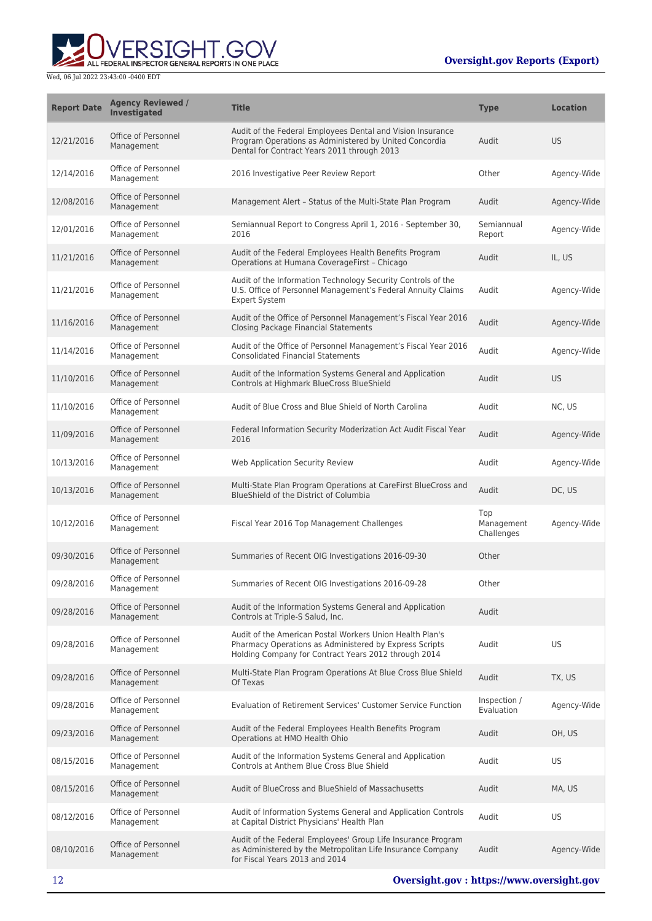| Report Date | Agency Reviewed / Investigated | Title | Type | Location |
| --- | --- | --- | --- | --- |
| 12/21/2016 | Office of Personnel Management | Audit of the Federal Employees Dental and Vision Insurance Program Operations as Administered by United Concordia Dental for Contract Years 2011 through 2013 | Audit | US |
| 12/14/2016 | Office of Personnel Management | 2016 Investigative Peer Review Report | Other | Agency-Wide |
| 12/08/2016 | Office of Personnel Management | Management Alert – Status of the Multi-State Plan Program | Audit | Agency-Wide |
| 12/01/2016 | Office of Personnel Management | Semiannual Report to Congress April 1, 2016 - September 30, 2016 | Semiannual Report | Agency-Wide |
| 11/21/2016 | Office of Personnel Management | Audit of the Federal Employees Health Benefits Program Operations at Humana CoverageFirst – Chicago | Audit | IL, US |
| 11/21/2016 | Office of Personnel Management | Audit of the Information Technology Security Controls of the U.S. Office of Personnel Management's Federal Annuity Claims Expert System | Audit | Agency-Wide |
| 11/16/2016 | Office of Personnel Management | Audit of the Office of Personnel Management's Fiscal Year 2016 Closing Package Financial Statements | Audit | Agency-Wide |
| 11/14/2016 | Office of Personnel Management | Audit of the Office of Personnel Management's Fiscal Year 2016 Consolidated Financial Statements | Audit | Agency-Wide |
| 11/10/2016 | Office of Personnel Management | Audit of the Information Systems General and Application Controls at Highmark BlueCross BlueShield | Audit | US |
| 11/10/2016 | Office of Personnel Management | Audit of Blue Cross and Blue Shield of North Carolina | Audit | NC, US |
| 11/09/2016 | Office of Personnel Management | Federal Information Security Moderization Act Audit Fiscal Year 2016 | Audit | Agency-Wide |
| 10/13/2016 | Office of Personnel Management | Web Application Security Review | Audit | Agency-Wide |
| 10/13/2016 | Office of Personnel Management | Multi-State Plan Program Operations at CareFirst BlueCross and BlueShield of the District of Columbia | Audit | DC, US |
| 10/12/2016 | Office of Personnel Management | Fiscal Year 2016 Top Management Challenges | Top Management Challenges | Agency-Wide |
| 09/30/2016 | Office of Personnel Management | Summaries of Recent OIG Investigations 2016-09-30 | Other | |
| 09/28/2016 | Office of Personnel Management | Summaries of Recent OIG Investigations 2016-09-28 | Other | |
| 09/28/2016 | Office of Personnel Management | Audit of the Information Systems General and Application Controls at Triple-S Salud, Inc. | Audit | |
| 09/28/2016 | Office of Personnel Management | Audit of the American Postal Workers Union Health Plan's Pharmacy Operations as Administered by Express Scripts Holding Company for Contract Years 2012 through 2014 | Audit | US |
| 09/28/2016 | Office of Personnel Management | Multi-State Plan Program Operations At Blue Cross Blue Shield Of Texas | Audit | TX, US |
| 09/28/2016 | Office of Personnel Management | Evaluation of Retirement Services' Customer Service Function | Inspection / Evaluation | Agency-Wide |
| 09/23/2016 | Office of Personnel Management | Audit of the Federal Employees Health Benefits Program Operations at HMO Health Ohio | Audit | OH, US |
| 08/15/2016 | Office of Personnel Management | Audit of the Information Systems General and Application Controls at Anthem Blue Cross Blue Shield | Audit | US |
| 08/15/2016 | Office of Personnel Management | Audit of BlueCross and BlueShield of Massachusetts | Audit | MA, US |
| 08/12/2016 | Office of Personnel Management | Audit of Information Systems General and Application Controls at Capital District Physicians' Health Plan | Audit | US |
| 08/10/2016 | Office of Personnel Management | Audit of the Federal Employees' Group Life Insurance Program as Administered by the Metropolitan Life Insurance Company for Fiscal Years 2013 and 2014 | Audit | Agency-Wide |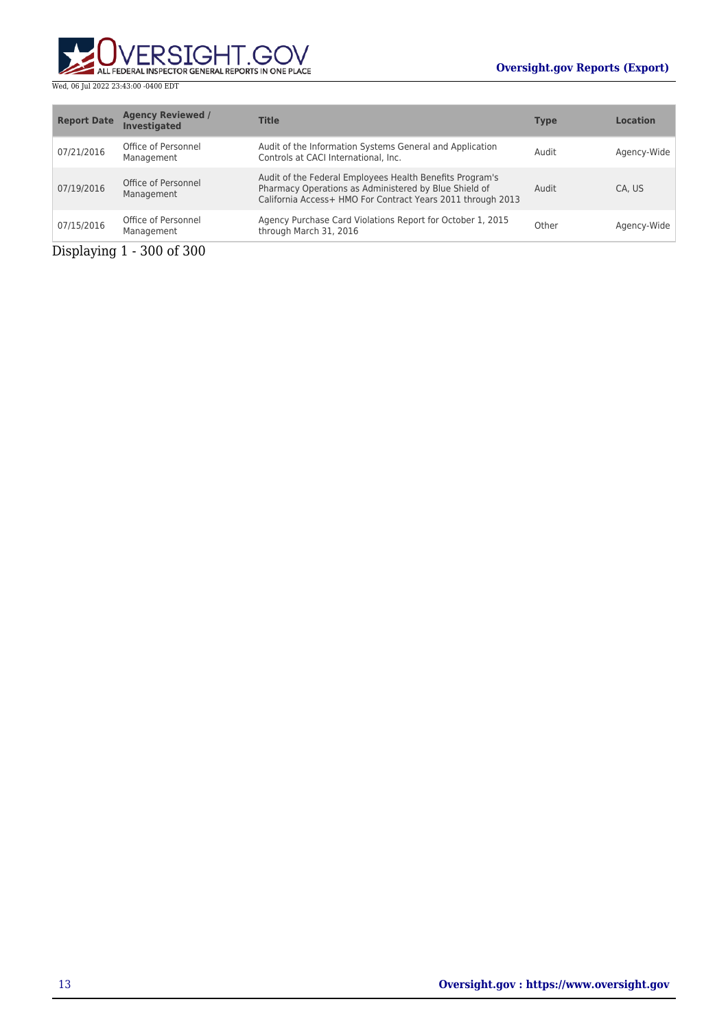| Report Date | Agency Reviewed / Investigated | Title | Type | Location |
| --- | --- | --- | --- | --- |
| 07/21/2016 | Office of Personnel Management | Audit of the Information Systems General and Application Controls at CACI International, Inc. | Audit | Agency-Wide |
| 07/19/2016 | Office of Personnel Management | Audit of the Federal Employees Health Benefits Program's Pharmacy Operations as Administered by Blue Shield of California Access+ HMO For Contract Years 2011 through 2013 | Audit | CA, US |
| 07/15/2016 | Office of Personnel Management | Agency Purchase Card Violations Report for October 1, 2015 through March 31, 2016 | Other | Agency-Wide |

Displaying 1 - 300 of 300